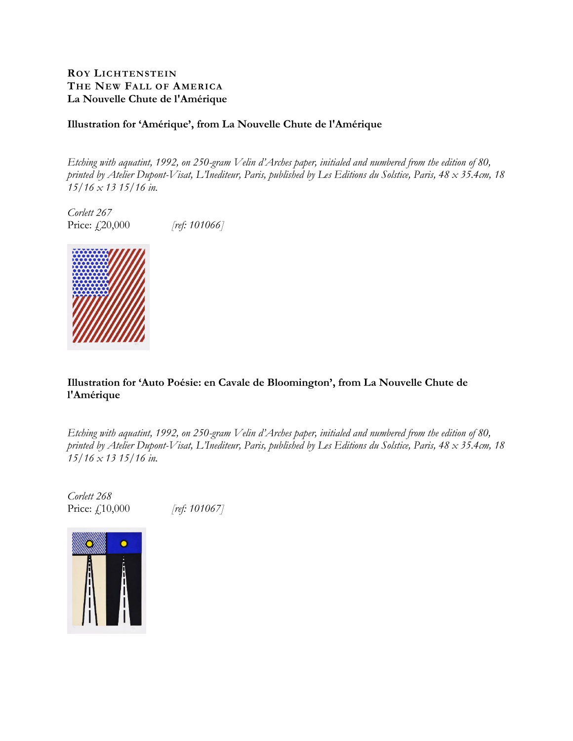**ROY LICHTENSTEIN**
**THE NEW FALL OF AMERICA**
**La Nouvelle Chute de l'Amérique**

**Illustration for 'Amérique', from La Nouvelle Chute de l'Amérique**

*Etching with aquatint, 1992, on 250-gram Velin d'Arches paper, initialed and numbered from the edition of 80, printed by Atelier Dupont-Visat, L'Inediteur, Paris, published by Les Editions du Solstice, Paris, 48 x 35.4cm, 18 15/16 x 13 15/16 in.*

*Corlett 267*
Price: £20,000 *[ref: 101066]*

**Illustration for 'Auto Poésie: en Cavale de Bloomington', from La Nouvelle Chute de l'Amérique**

*Etching with aquatint, 1992, on 250-gram Velin d'Arches paper, initialed and numbered from the edition of 80, printed by Atelier Dupont-Visat, L'Inediteur, Paris, published by Les Editions du Solstice, Paris, 48 x 35.4cm, 18 15/16 x 13 15/16 in.*

*Corlett 268*
Price: £10,000 *[ref: 101067]*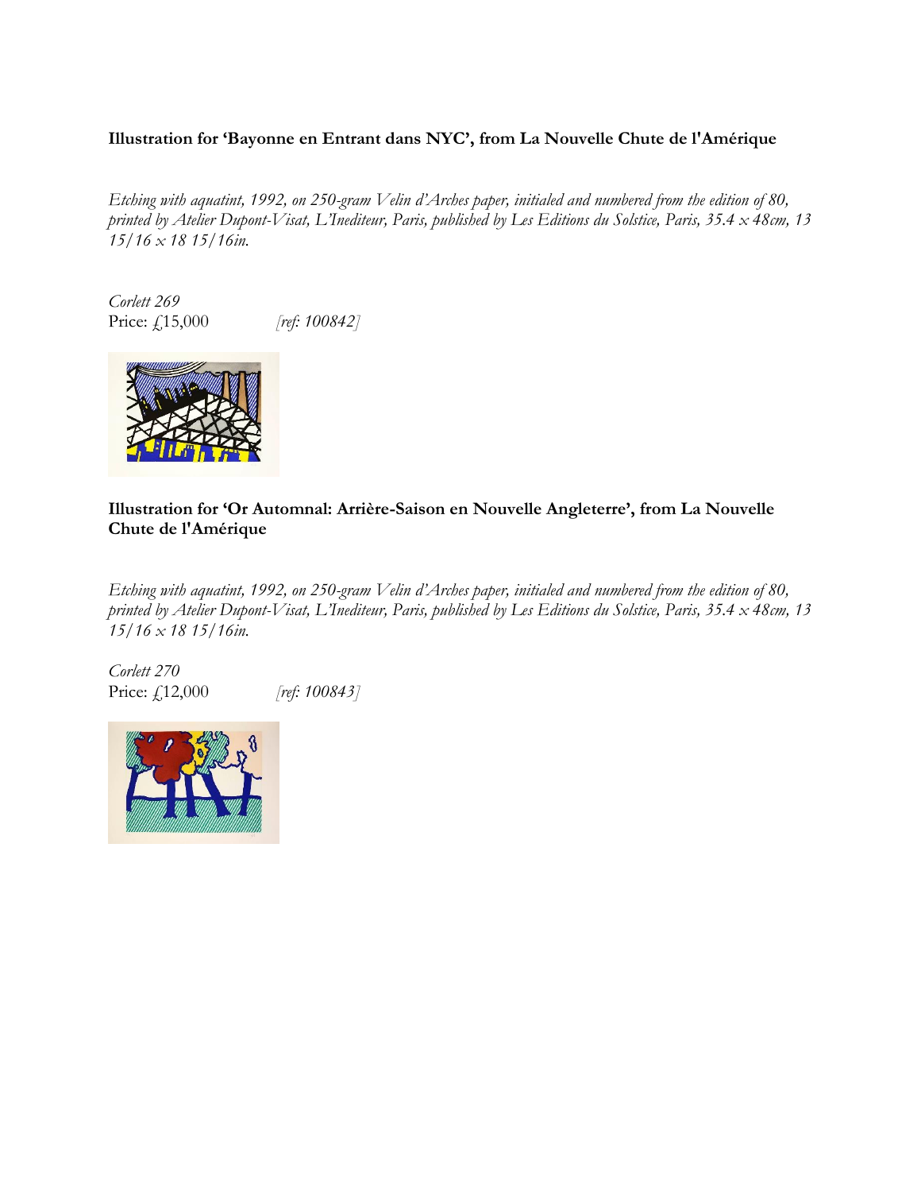**Illustration for 'Bayonne en Entrant dans NYC', from La Nouvelle Chute de l'Amérique**

*Etching with aquatint, 1992, on 250-gram Velin d'Arches paper, initialed and numbered from the edition of 80, printed by Atelier Dupont-Visat, L'Inediteur, Paris, published by Les Editions du Solstice, Paris, 35.4 x 48cm, 13 15/16 x 18 15/16in.*

*Corlett 269*
Price: £15,000 *[ref: 100842]*

**Illustration for 'Or Automnal: Arrière-Saison en Nouvelle Angleterre', from La Nouvelle Chute de l'Amérique**

*Etching with aquatint, 1992, on 250-gram Velin d'Arches paper, initialed and numbered from the edition of 80, printed by Atelier Dupont-Visat, L'Inediteur, Paris, published by Les Editions du Solstice, Paris, 35.4 x 48cm, 13 15/16 x 18 15/16in.*

*Corlett 270*
Price: £12,000 *[ref: 100843]*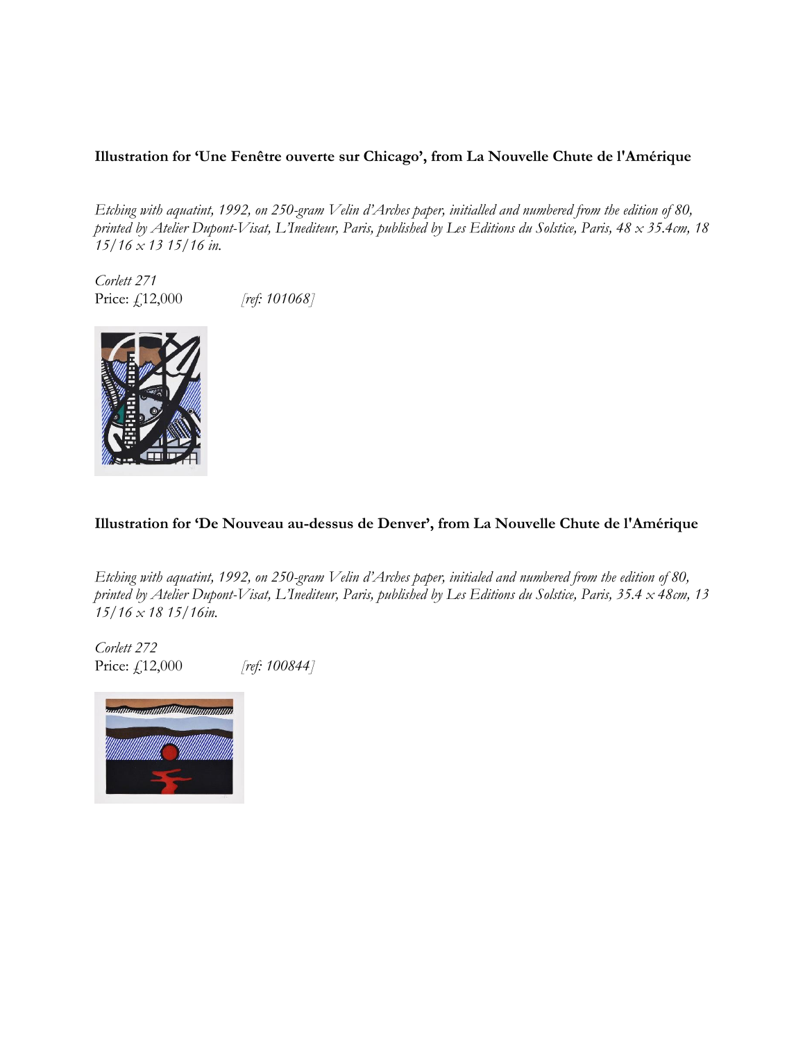**Illustration for 'Une Fenêtre ouverte sur Chicago', from La Nouvelle Chute de l'Amérique**

*Etching with aquatint, 1992, on 250-gram Velin d'Arches paper, initialled and numbered from the edition of 80, printed by Atelier Dupont-Visat, L'Inediteur, Paris, published by Les Editions du Solstice, Paris, 48 x 35.4cm, 18 15/16 x 13 15/16 in.*

*Corlett 271*
Price: £12,000 *[ref: 101068]*

**Illustration for 'De Nouveau au-dessus de Denver', from La Nouvelle Chute de l'Amérique**

*Etching with aquatint, 1992, on 250-gram Velin d'Arches paper, initialed and numbered from the edition of 80, printed by Atelier Dupont-Visat, L'Inediteur, Paris, published by Les Editions du Solstice, Paris, 35.4 x 48cm, 13 15/16 x 18 15/16in.*

*Corlett 272*
Price: £12,000 *[ref: 100844]*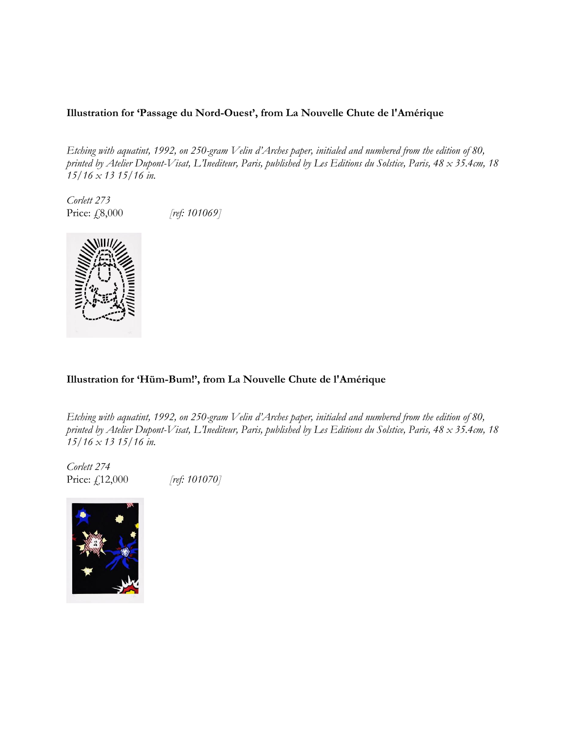**Illustration for 'Passage du Nord-Ouest', from La Nouvelle Chute de l'Amérique**

*Etching with aquatint, 1992, on 250-gram Velin d'Arches paper, initialed and numbered from the edition of 80, printed by Atelier Dupont-Visat, L'Inediteur, Paris, published by Les Editions du Solstice, Paris, 48 x 35.4cm, 18 15/16 x 13 15/16 in.*

*Corlett 273*
Price: £8,000 *[ref: 101069]*

**Illustration for 'Hüm-Bum!', from La Nouvelle Chute de l'Amérique**

*Etching with aquatint, 1992, on 250-gram Velin d'Arches paper, initialed and numbered from the edition of 80, printed by Atelier Dupont-Visat, L'Inediteur, Paris, published by Les Editions du Solstice, Paris, 48 x 35.4cm, 18 15/16 x 13 15/16 in.*

*Corlett 274*
Price: £12,000 *[ref: 101070]*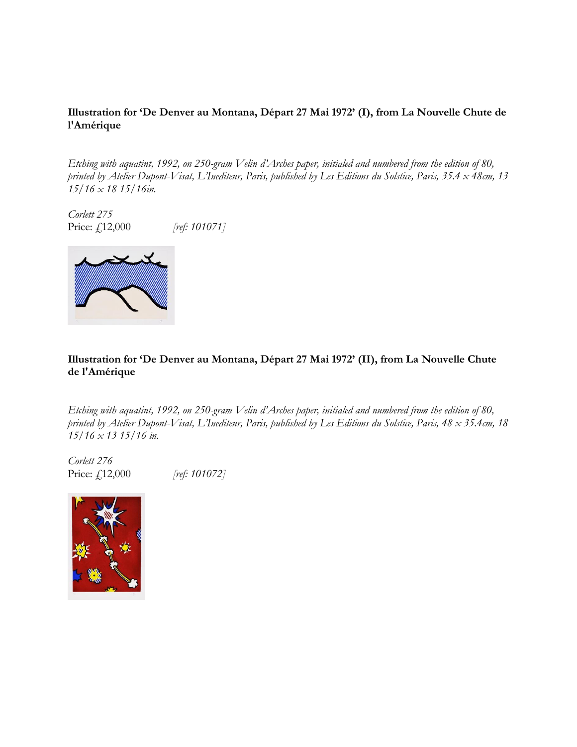**Illustration for 'De Denver au Montana, Départ 27 Mai 1972' (I), from La Nouvelle Chute de l'Amérique**

*Etching with aquatint, 1992, on 250-gram Velin d'Arches paper, initialed and numbered from the edition of 80, printed by Atelier Dupont-Visat, L'Inediteur, Paris, published by Les Editions du Solstice, Paris, 35.4 x 48cm, 13 15/16 x 18 15/16in.*

*Corlett 275*
Price: £12,000 *[ref: 101071]*

**Illustration for 'De Denver au Montana, Départ 27 Mai 1972' (II), from La Nouvelle Chute de l'Amérique**

*Etching with aquatint, 1992, on 250-gram Velin d'Arches paper, initialed and numbered from the edition of 80, printed by Atelier Dupont-Visat, L'Inediteur, Paris, published by Les Editions du Solstice, Paris, 48 x 35.4cm, 18 15/16 x 13 15/16 in.*

*Corlett 276*
Price: £12,000 *[ref: 101072]*